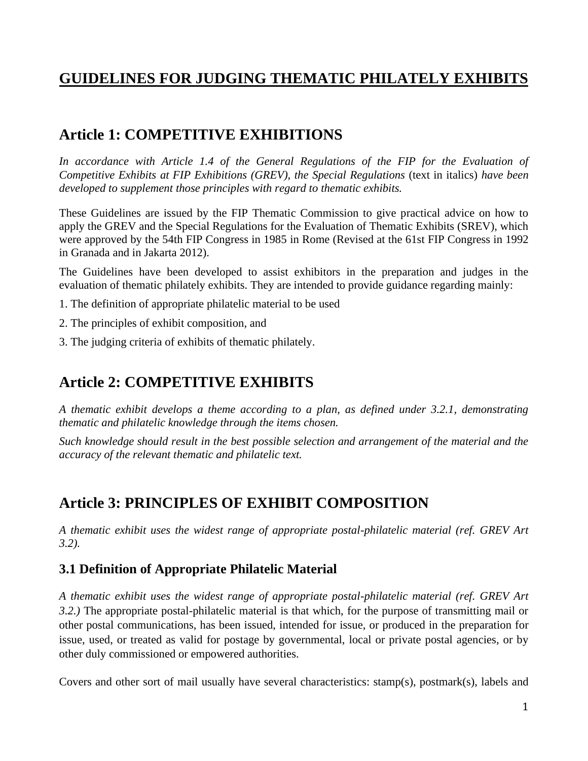# GUIDELINES FOR JUDGING THEMATIC PHILATELY EXHIBITS

## Article 1: COMPETITIVE EXHIBITIONS

*In accordance with Article 1.4 of the General Regulations of the FIP for the Evaluation of Competitive Exhibits at FIP Exhibitions (GREV), the Special Regulations* (text in italics) *have been developed to supplement those principles with regard to thematic exhibits.*

These Guidelines are issued by the FIP Thematic Commission to give practical advice on how to apply the GREV and the Special Regulations for the Evaluation of Thematic Exhibits (SREV), which were approved by the 54th FIP Congress in 1985 in Rome (Revised at the 61st FIP Congress in 1992 in Granada and in Jakarta 2012).

The Guidelines have been developed to assist exhibitors in the preparation and judges in the evaluation of thematic philately exhibits. They are intended to provide guidance regarding mainly:

1. The definition of appropriate philatelic material to be used
2. The principles of exhibit composition, and
3. The judging criteria of exhibits of thematic philately.

## Article 2: COMPETITIVE EXHIBITS

*A thematic exhibit develops a theme according to a plan, as defined under 3.2.1, demonstrating thematic and philatelic knowledge through the items chosen.*

*Such knowledge should result in the best possible selection and arrangement of the material and the accuracy of the relevant thematic and philatelic text.*

## Article 3: PRINCIPLES OF EXHIBIT COMPOSITION

*A thematic exhibit uses the widest range of appropriate postal-philatelic material (ref. GREV Art 3.2).*

### 3.1 Definition of Appropriate Philatelic Material

*A thematic exhibit uses the widest range of appropriate postal-philatelic material (ref. GREV Art 3.2.)* The appropriate postal-philatelic material is that which, for the purpose of transmitting mail or other postal communications, has been issued, intended for issue, or produced in the preparation for issue, used, or treated as valid for postage by governmental, local or private postal agencies, or by other duly commissioned or empowered authorities.

Covers and other sort of mail usually have several characteristics: stamp(s), postmark(s), labels and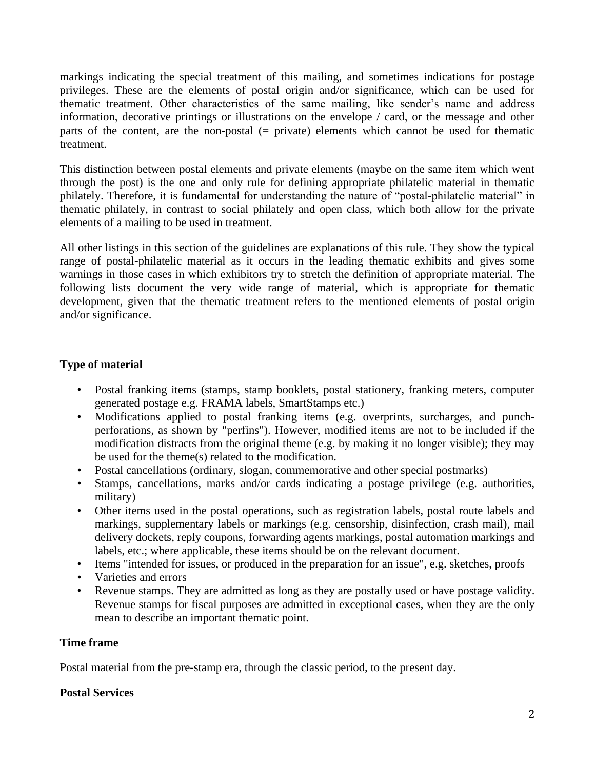markings indicating the special treatment of this mailing, and sometimes indications for postage privileges. These are the elements of postal origin and/or significance, which can be used for thematic treatment. Other characteristics of the same mailing, like sender's name and address information, decorative printings or illustrations on the envelope / card, or the message and other parts of the content, are the non-postal (= private) elements which cannot be used for thematic treatment.

This distinction between postal elements and private elements (maybe on the same item which went through the post) is the one and only rule for defining appropriate philatelic material in thematic philately. Therefore, it is fundamental for understanding the nature of "postal-philatelic material" in thematic philately, in contrast to social philately and open class, which both allow for the private elements of a mailing to be used in treatment.

All other listings in this section of the guidelines are explanations of this rule. They show the typical range of postal-philatelic material as it occurs in the leading thematic exhibits and gives some warnings in those cases in which exhibitors try to stretch the definition of appropriate material. The following lists document the very wide range of material, which is appropriate for thematic development, given that the thematic treatment refers to the mentioned elements of postal origin and/or significance.

**Type of material**

- Postal franking items (stamps, stamp booklets, postal stationery, franking meters, computer generated postage e.g. FRAMA labels, SmartStamps etc.)
- Modifications applied to postal franking items (e.g. overprints, surcharges, and punch-perforations, as shown by "perfins"). However, modified items are not to be included if the modification distracts from the original theme (e.g. by making it no longer visible); they may be used for the theme(s) related to the modification.
- Postal cancellations (ordinary, slogan, commemorative and other special postmarks)
- Stamps, cancellations, marks and/or cards indicating a postage privilege (e.g. authorities, military)
- Other items used in the postal operations, such as registration labels, postal route labels and markings, supplementary labels or markings (e.g. censorship, disinfection, crash mail), mail delivery dockets, reply coupons, forwarding agents markings, postal automation markings and labels, etc.; where applicable, these items should be on the relevant document.
- Items "intended for issues, or produced in the preparation for an issue", e.g. sketches, proofs
- Varieties and errors
- Revenue stamps. They are admitted as long as they are postally used or have postage validity. Revenue stamps for fiscal purposes are admitted in exceptional cases, when they are the only mean to describe an important thematic point.

**Time frame**

Postal material from the pre-stamp era, through the classic period, to the present day.

**Postal Services**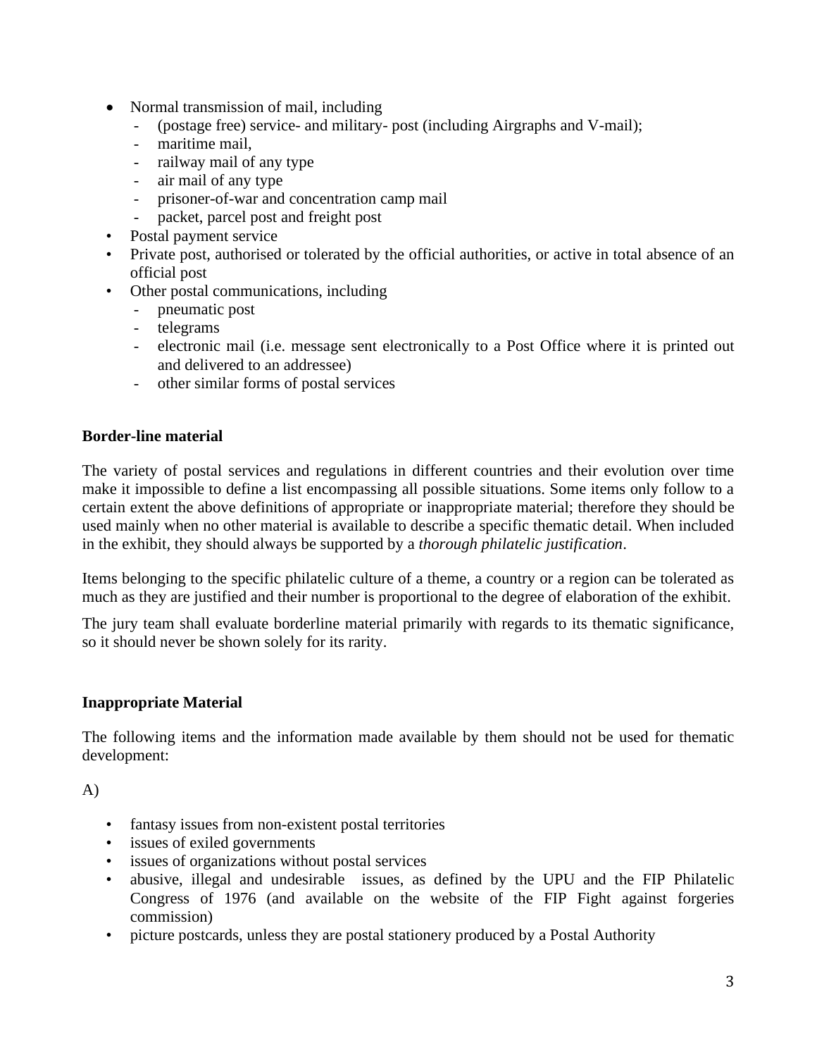- Normal transmission of mail, including
  - (postage free) service- and military- post (including Airgraphs and V-mail);
  - maritime mail,
  - railway mail of any type
  - air mail of any type
  - prisoner-of-war and concentration camp mail
  - packet, parcel post and freight post
- Postal payment service
- Private post, authorised or tolerated by the official authorities, or active in total absence of an official post
- Other postal communications, including
  - pneumatic post
  - telegrams
  - electronic mail (i.e. message sent electronically to a Post Office where it is printed out and delivered to an addressee)
  - other similar forms of postal services

**Border-line material**

The variety of postal services and regulations in different countries and their evolution over time make it impossible to define a list encompassing all possible situations. Some items only follow to a certain extent the above definitions of appropriate or inappropriate material; therefore they should be used mainly when no other material is available to describe a specific thematic detail. When included in the exhibit, they should always be supported by a *thorough philatelic justification*.

Items belonging to the specific philatelic culture of a theme, a country or a region can be tolerated as much as they are justified and their number is proportional to the degree of elaboration of the exhibit.

The jury team shall evaluate borderline material primarily with regards to its thematic significance, so it should never be shown solely for its rarity.

**Inappropriate Material**

The following items and the information made available by them should not be used for thematic development:

A)

- fantasy issues from non-existent postal territories
- issues of exiled governments
- issues of organizations without postal services
- abusive, illegal and undesirable issues, as defined by the UPU and the FIP Philatelic Congress of 1976 (and available on the website of the FIP Fight against forgeries commission)
- picture postcards, unless they are postal stationery produced by a Postal Authority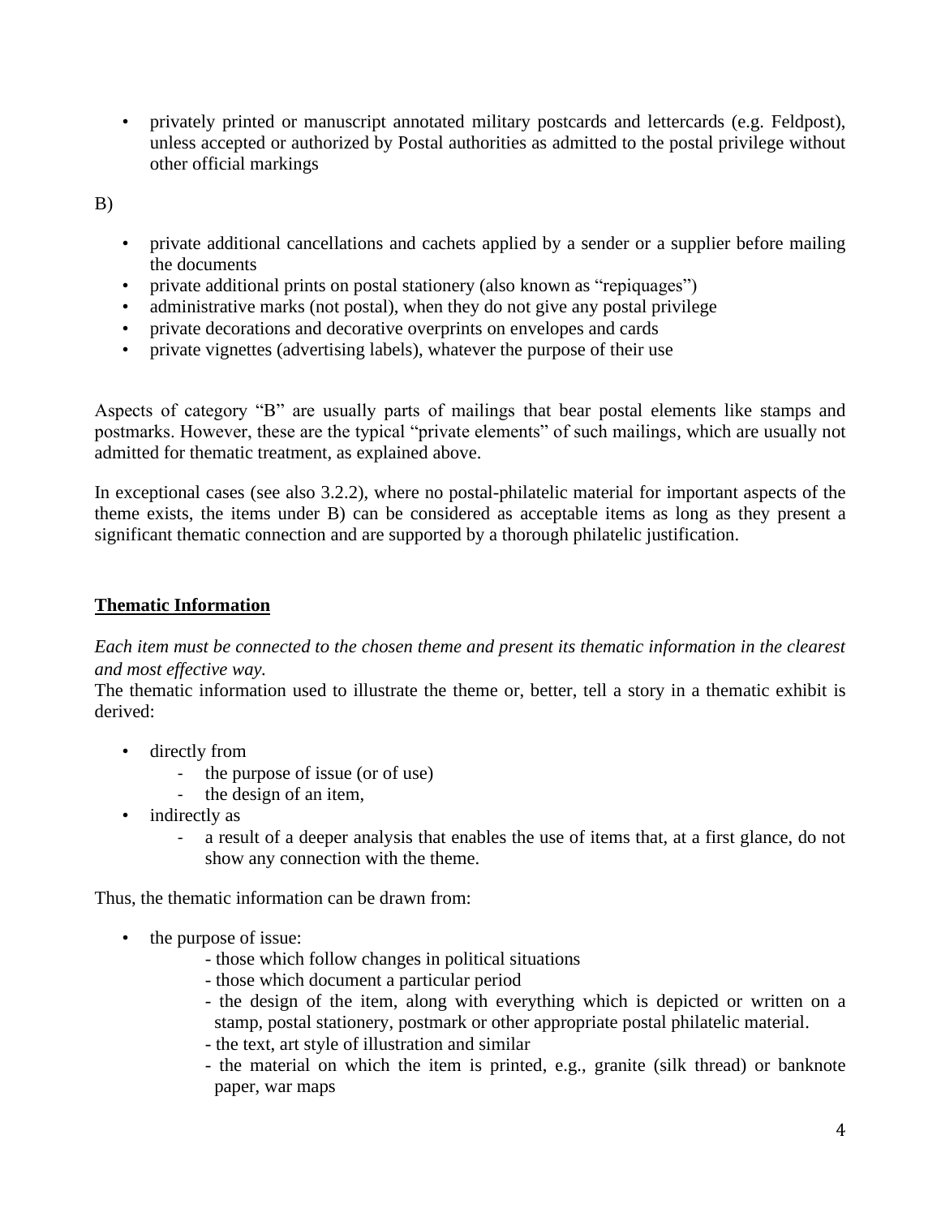- privately printed or manuscript annotated military postcards and lettercards (e.g. Feldpost), unless accepted or authorized by Postal authorities as admitted to the postal privilege without other official markings

B)

- private additional cancellations and cachets applied by a sender or a supplier before mailing the documents
- private additional prints on postal stationery (also known as "repiquages")
- administrative marks (not postal), when they do not give any postal privilege
- private decorations and decorative overprints on envelopes and cards
- private vignettes (advertising labels), whatever the purpose of their use

Aspects of category "B" are usually parts of mailings that bear postal elements like stamps and postmarks. However, these are the typical "private elements" of such mailings, which are usually not admitted for thematic treatment, as explained above.

In exceptional cases (see also 3.2.2), where no postal-philatelic material for important aspects of the theme exists, the items under B) can be considered as acceptable items as long as they present a significant thematic connection and are supported by a thorough philatelic justification.

**Thematic Information**

*Each item must be connected to the chosen theme and present its thematic information in the clearest and most effective way.*

The thematic information used to illustrate the theme or, better, tell a story in a thematic exhibit is derived:

- directly from
  - the purpose of issue (or of use)
  - the design of an item,
- indirectly as
  - a result of a deeper analysis that enables the use of items that, at a first glance, do not show any connection with the theme.

Thus, the thematic information can be drawn from:

- the purpose of issue:
  - those which follow changes in political situations
  - those which document a particular period
  - the design of the item, along with everything which is depicted or written on a stamp, postal stationery, postmark or other appropriate postal philatelic material.
  - the text, art style of illustration and similar
  - the material on which the item is printed, e.g., granite (silk thread) or banknote paper, war maps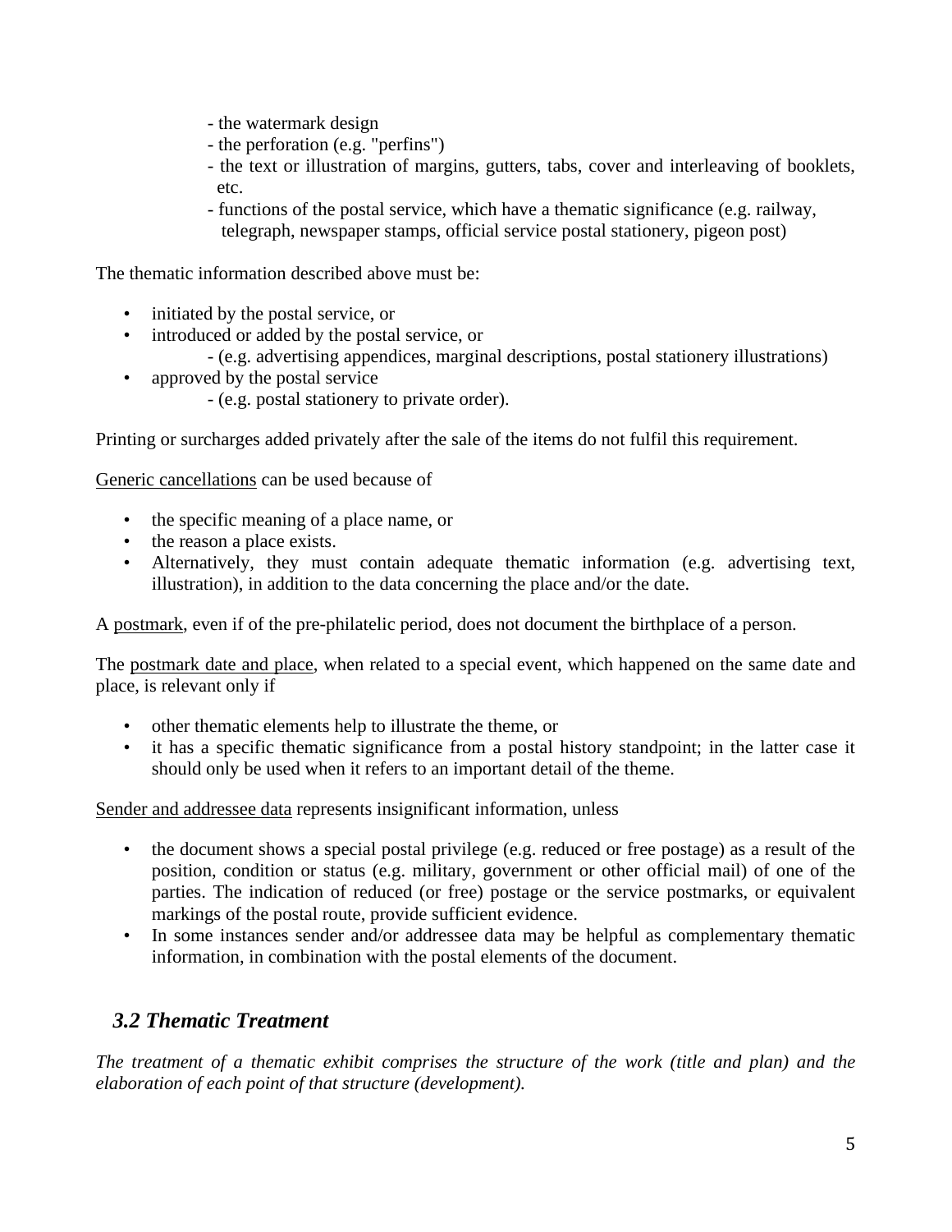- the watermark design
- the perforation (e.g. "perfins")
- the text or illustration of margins, gutters, tabs, cover and interleaving of booklets, etc.
- functions of the postal service, which have a thematic significance (e.g. railway, telegraph, newspaper stamps, official service postal stationery, pigeon post)

The thematic information described above must be:

- initiated by the postal service, or
- introduced or added by the postal service, or
  - (e.g. advertising appendices, marginal descriptions, postal stationery illustrations)
- approved by the postal service
  - (e.g. postal stationery to private order).

Printing or surcharges added privately after the sale of the items do not fulfil this requirement.

Generic cancellations can be used because of

- the specific meaning of a place name, or
- the reason a place exists.
- Alternatively, they must contain adequate thematic information (e.g. advertising text, illustration), in addition to the data concerning the place and/or the date.

A postmark, even if of the pre-philatelic period, does not document the birthplace of a person.

The postmark date and place, when related to a special event, which happened on the same date and place, is relevant only if

- other thematic elements help to illustrate the theme, or
- it has a specific thematic significance from a postal history standpoint; in the latter case it should only be used when it refers to an important detail of the theme.

Sender and addressee data represents insignificant information, unless

- the document shows a special postal privilege (e.g. reduced or free postage) as a result of the position, condition or status (e.g. military, government or other official mail) of one of the parties. The indication of reduced (or free) postage or the service postmarks, or equivalent markings of the postal route, provide sufficient evidence.
- In some instances sender and/or addressee data may be helpful as complementary thematic information, in combination with the postal elements of the document.

### *3.2 Thematic Treatment*

*The treatment of a thematic exhibit comprises the structure of the work (title and plan) and the elaboration of each point of that structure (development).*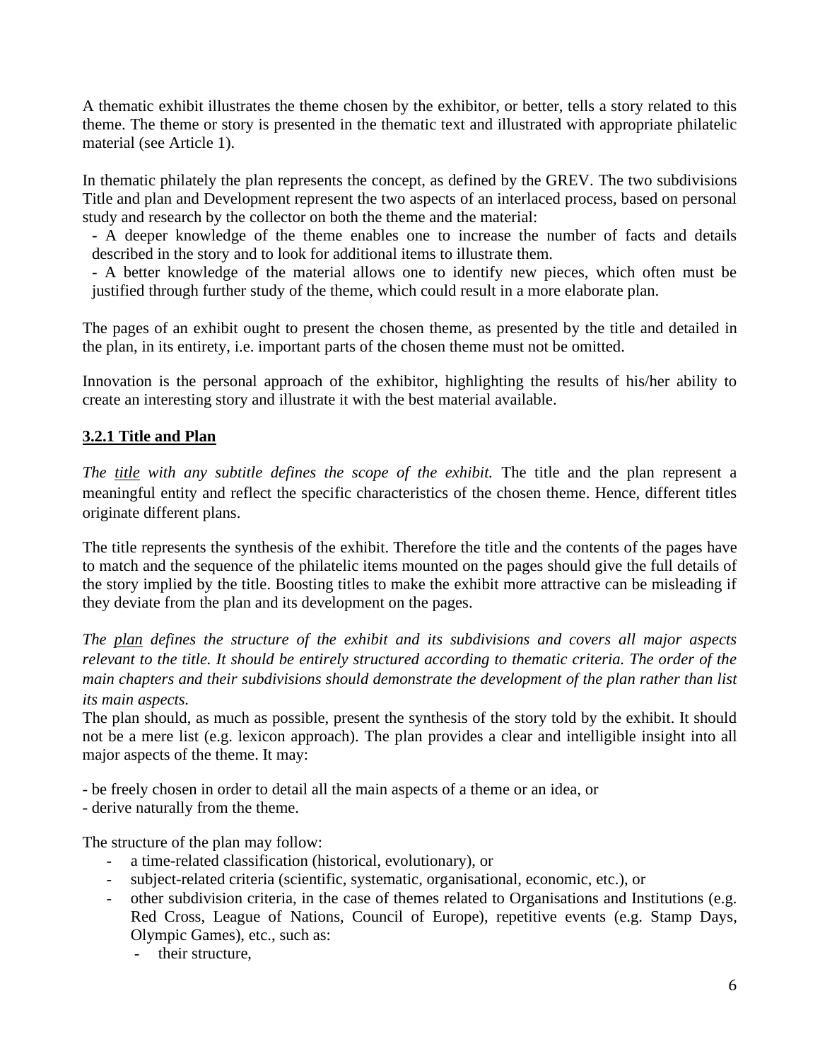A thematic exhibit illustrates the theme chosen by the exhibitor, or better, tells a story related to this theme. The theme or story is presented in the thematic text and illustrated with appropriate philatelic material (see Article 1).

In thematic philately the plan represents the concept, as defined by the GREV. The two subdivisions Title and plan and Development represent the two aspects of an interlaced process, based on personal study and research by the collector on both the theme and the material:

- A deeper knowledge of the theme enables one to increase the number of facts and details described in the story and to look for additional items to illustrate them.
- A better knowledge of the material allows one to identify new pieces, which often must be justified through further study of the theme, which could result in a more elaborate plan.

The pages of an exhibit ought to present the chosen theme, as presented by the title and detailed in the plan, in its entirety, i.e. important parts of the chosen theme must not be omitted.

Innovation is the personal approach of the exhibitor, highlighting the results of his/her ability to create an interesting story and illustrate it with the best material available.

### 3.2.1 Title and Plan

*The title with any subtitle defines the scope of the exhibit.* The title and the plan represent a meaningful entity and reflect the specific characteristics of the chosen theme. Hence, different titles originate different plans.

The title represents the synthesis of the exhibit. Therefore the title and the contents of the pages have to match and the sequence of the philatelic items mounted on the pages should give the full details of the story implied by the title. Boosting titles to make the exhibit more attractive can be misleading if they deviate from the plan and its development on the pages.

*The plan defines the structure of the exhibit and its subdivisions and covers all major aspects relevant to the title. It should be entirely structured according to thematic criteria. The order of the main chapters and their subdivisions should demonstrate the development of the plan rather than list its main aspects.*

The plan should, as much as possible, present the synthesis of the story told by the exhibit. It should not be a mere list (e.g. lexicon approach). The plan provides a clear and intelligible insight into all major aspects of the theme. It may:

- be freely chosen in order to detail all the main aspects of a theme or an idea, or
- derive naturally from the theme.

The structure of the plan may follow:

- a time-related classification (historical, evolutionary), or
- subject-related criteria (scientific, systematic, organisational, economic, etc.), or
- other subdivision criteria, in the case of themes related to Organisations and Institutions (e.g. Red Cross, League of Nations, Council of Europe), repetitive events (e.g. Stamp Days, Olympic Games), etc., such as:
  - their structure,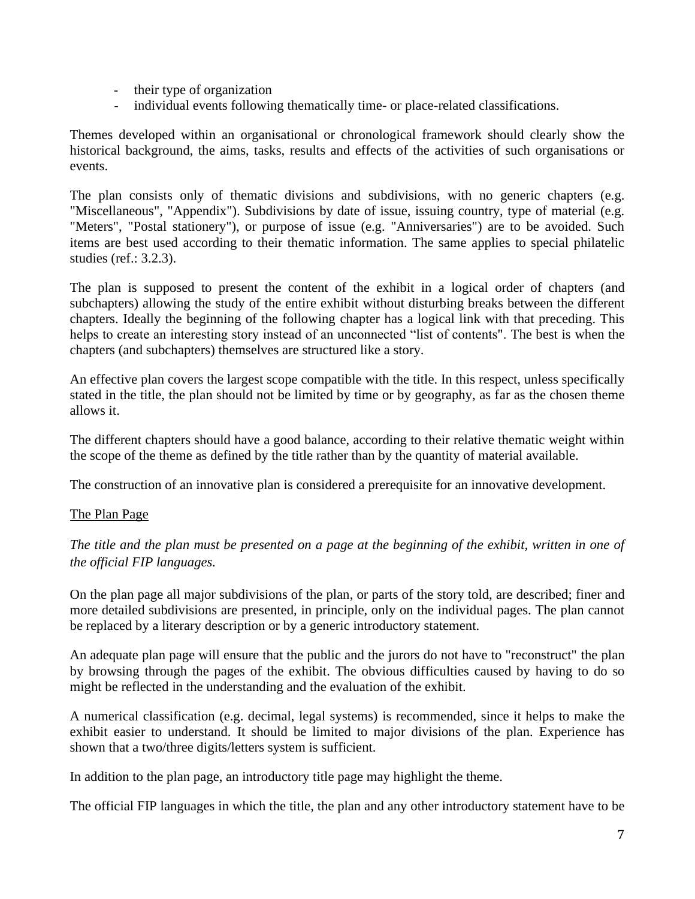- their type of organization
- individual events following thematically time- or place-related classifications.

Themes developed within an organisational or chronological framework should clearly show the historical background, the aims, tasks, results and effects of the activities of such organisations or events.

The plan consists only of thematic divisions and subdivisions, with no generic chapters (e.g. "Miscellaneous", "Appendix"). Subdivisions by date of issue, issuing country, type of material (e.g. "Meters", "Postal stationery"), or purpose of issue (e.g. "Anniversaries") are to be avoided. Such items are best used according to their thematic information. The same applies to special philatelic studies (ref.: 3.2.3).

The plan is supposed to present the content of the exhibit in a logical order of chapters (and subchapters) allowing the study of the entire exhibit without disturbing breaks between the different chapters. Ideally the beginning of the following chapter has a logical link with that preceding. This helps to create an interesting story instead of an unconnected "list of contents". The best is when the chapters (and subchapters) themselves are structured like a story.

An effective plan covers the largest scope compatible with the title. In this respect, unless specifically stated in the title, the plan should not be limited by time or by geography, as far as the chosen theme allows it.

The different chapters should have a good balance, according to their relative thematic weight within the scope of the theme as defined by the title rather than by the quantity of material available.

The construction of an innovative plan is considered a prerequisite for an innovative development.

The Plan Page

*The title and the plan must be presented on a page at the beginning of the exhibit, written in one of the official FIP languages.*

On the plan page all major subdivisions of the plan, or parts of the story told, are described; finer and more detailed subdivisions are presented, in principle, only on the individual pages. The plan cannot be replaced by a literary description or by a generic introductory statement.

An adequate plan page will ensure that the public and the jurors do not have to "reconstruct" the plan by browsing through the pages of the exhibit. The obvious difficulties caused by having to do so might be reflected in the understanding and the evaluation of the exhibit.

A numerical classification (e.g. decimal, legal systems) is recommended, since it helps to make the exhibit easier to understand. It should be limited to major divisions of the plan. Experience has shown that a two/three digits/letters system is sufficient.

In addition to the plan page, an introductory title page may highlight the theme.

The official FIP languages in which the title, the plan and any other introductory statement have to be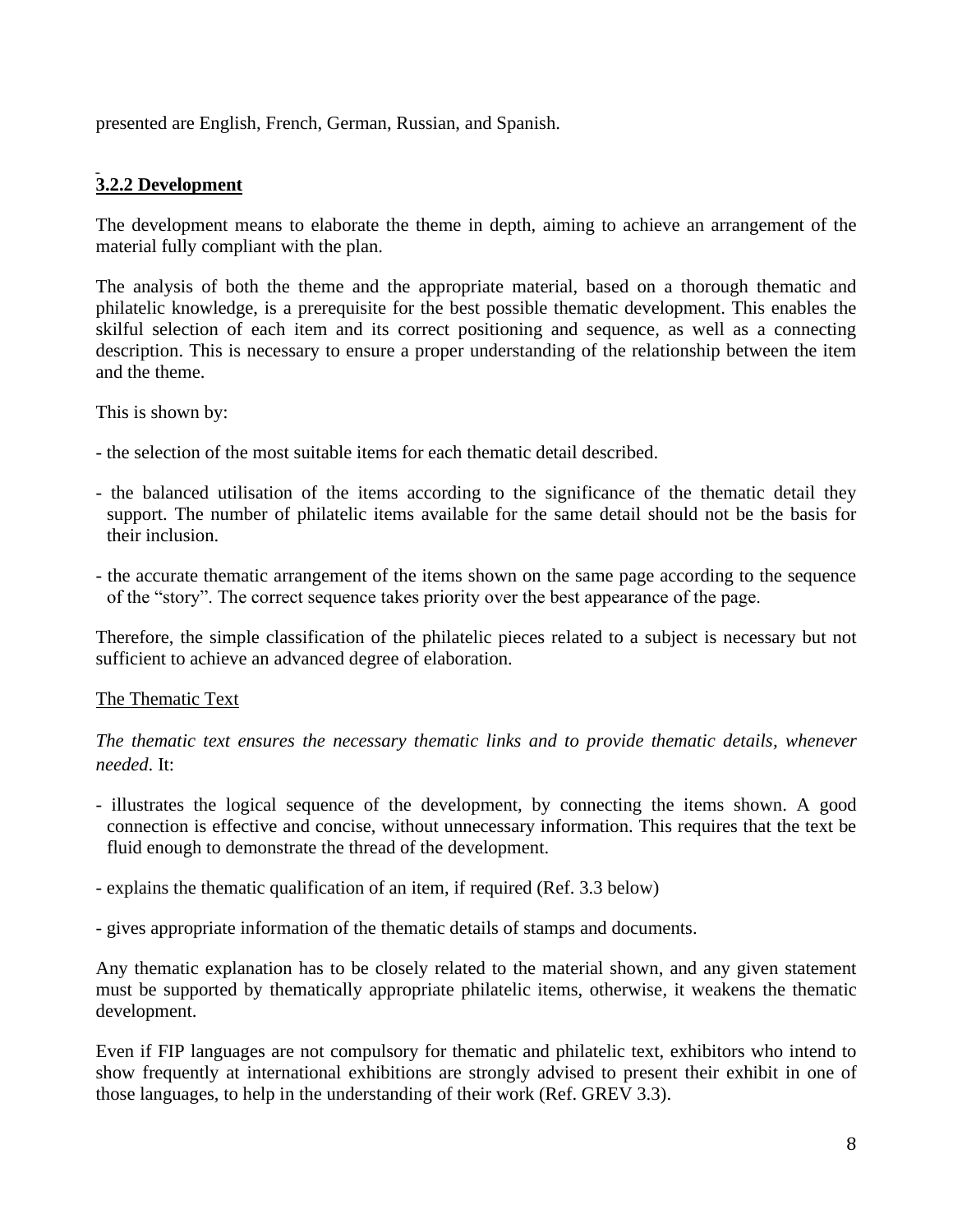presented are English, French, German, Russian, and Spanish.

### 3.2.2 Development

The development means to elaborate the theme in depth, aiming to achieve an arrangement of the material fully compliant with the plan.

The analysis of both the theme and the appropriate material, based on a thorough thematic and philatelic knowledge, is a prerequisite for the best possible thematic development. This enables the skilful selection of each item and its correct positioning and sequence, as well as a connecting description. This is necessary to ensure a proper understanding of the relationship between the item and the theme.

This is shown by:

- the selection of the most suitable items for each thematic detail described.
- the balanced utilisation of the items according to the significance of the thematic detail they support. The number of philatelic items available for the same detail should not be the basis for their inclusion.
- the accurate thematic arrangement of the items shown on the same page according to the sequence of the "story". The correct sequence takes priority over the best appearance of the page.

Therefore, the simple classification of the philatelic pieces related to a subject is necessary but not sufficient to achieve an advanced degree of elaboration.

<u>The Thematic Text</u>

*The thematic text ensures the necessary thematic links and to provide thematic details, whenever needed*. It:

- illustrates the logical sequence of the development, by connecting the items shown. A good connection is effective and concise, without unnecessary information. This requires that the text be fluid enough to demonstrate the thread of the development.
- explains the thematic qualification of an item, if required (Ref. 3.3 below)
- gives appropriate information of the thematic details of stamps and documents.

Any thematic explanation has to be closely related to the material shown, and any given statement must be supported by thematically appropriate philatelic items, otherwise, it weakens the thematic development.

Even if FIP languages are not compulsory for thematic and philatelic text, exhibitors who intend to show frequently at international exhibitions are strongly advised to present their exhibit in one of those languages, to help in the understanding of their work (Ref. GREV 3.3).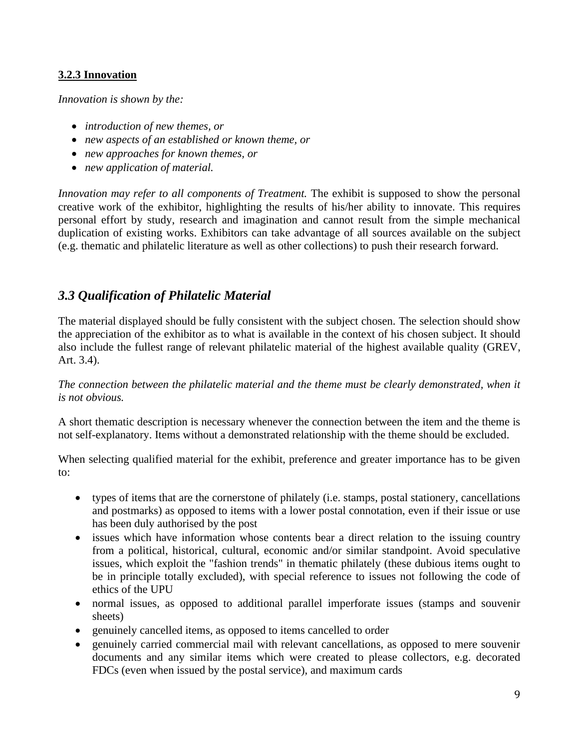#### **3.2.3 Innovation**

*Innovation is shown by the:*

- *introduction of new themes, or*
- *new aspects of an established or known theme, or*
- *new approaches for known themes, or*
- *new application of material.*

*Innovation may refer to all components of Treatment.* The exhibit is supposed to show the personal creative work of the exhibitor, highlighting the results of his/her ability to innovate. This requires personal effort by study, research and imagination and cannot result from the simple mechanical duplication of existing works. Exhibitors can take advantage of all sources available on the subject (e.g. thematic and philatelic literature as well as other collections) to push their research forward.

### *3.3 Qualification of Philatelic Material*

The material displayed should be fully consistent with the subject chosen. The selection should show the appreciation of the exhibitor as to what is available in the context of his chosen subject. It should also include the fullest range of relevant philatelic material of the highest available quality (GREV, Art. 3.4).

*The connection between the philatelic material and the theme must be clearly demonstrated, when it is not obvious.*

A short thematic description is necessary whenever the connection between the item and the theme is not self-explanatory. Items without a demonstrated relationship with the theme should be excluded.

When selecting qualified material for the exhibit, preference and greater importance has to be given to:

- types of items that are the cornerstone of philately (i.e. stamps, postal stationery, cancellations and postmarks) as opposed to items with a lower postal connotation, even if their issue or use has been duly authorised by the post
- issues which have information whose contents bear a direct relation to the issuing country from a political, historical, cultural, economic and/or similar standpoint. Avoid speculative issues, which exploit the "fashion trends" in thematic philately (these dubious items ought to be in principle totally excluded), with special reference to issues not following the code of ethics of the UPU
- normal issues, as opposed to additional parallel imperforate issues (stamps and souvenir sheets)
- genuinely cancelled items, as opposed to items cancelled to order
- genuinely carried commercial mail with relevant cancellations, as opposed to mere souvenir documents and any similar items which were created to please collectors, e.g. decorated FDCs (even when issued by the postal service), and maximum cards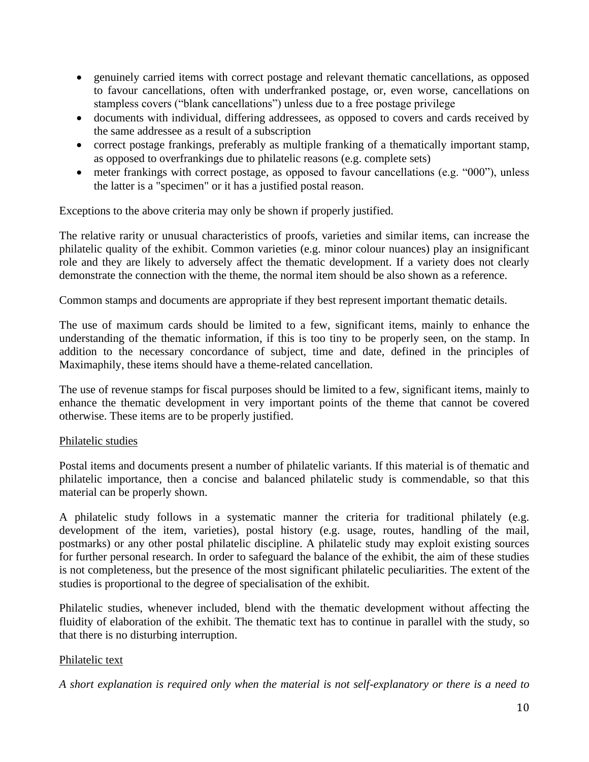- genuinely carried items with correct postage and relevant thematic cancellations, as opposed to favour cancellations, often with underfranked postage, or, even worse, cancellations on stampless covers ("blank cancellations") unless due to a free postage privilege
- documents with individual, differing addressees, as opposed to covers and cards received by the same addressee as a result of a subscription
- correct postage frankings, preferably as multiple franking of a thematically important stamp, as opposed to overfrankings due to philatelic reasons (e.g. complete sets)
- meter frankings with correct postage, as opposed to favour cancellations (e.g. "000"), unless the latter is a "specimen" or it has a justified postal reason.

Exceptions to the above criteria may only be shown if properly justified.

The relative rarity or unusual characteristics of proofs, varieties and similar items, can increase the philatelic quality of the exhibit. Common varieties (e.g. minor colour nuances) play an insignificant role and they are likely to adversely affect the thematic development. If a variety does not clearly demonstrate the connection with the theme, the normal item should be also shown as a reference.

Common stamps and documents are appropriate if they best represent important thematic details.

The use of maximum cards should be limited to a few, significant items, mainly to enhance the understanding of the thematic information, if this is too tiny to be properly seen, on the stamp. In addition to the necessary concordance of subject, time and date, defined in the principles of Maximaphily, these items should have a theme-related cancellation.

The use of revenue stamps for fiscal purposes should be limited to a few, significant items, mainly to enhance the thematic development in very important points of the theme that cannot be covered otherwise. These items are to be properly justified.

Philatelic studies

Postal items and documents present a number of philatelic variants. If this material is of thematic and philatelic importance, then a concise and balanced philatelic study is commendable, so that this material can be properly shown.

A philatelic study follows in a systematic manner the criteria for traditional philately (e.g. development of the item, varieties), postal history (e.g. usage, routes, handling of the mail, postmarks) or any other postal philatelic discipline. A philatelic study may exploit existing sources for further personal research. In order to safeguard the balance of the exhibit, the aim of these studies is not completeness, but the presence of the most significant philatelic peculiarities. The extent of the studies is proportional to the degree of specialisation of the exhibit.

Philatelic studies, whenever included, blend with the thematic development without affecting the fluidity of elaboration of the exhibit. The thematic text has to continue in parallel with the study, so that there is no disturbing interruption.

Philatelic text

*A short explanation is required only when the material is not self-explanatory or there is a need to*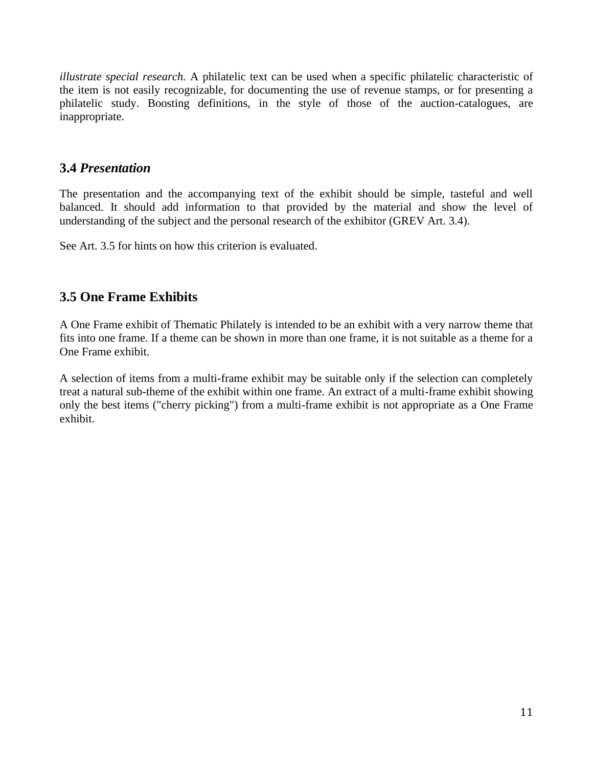*illustrate special research.* A philatelic text can be used when a specific philatelic characteristic of the item is not easily recognizable, for documenting the use of revenue stamps, or for presenting a philatelic study. Boosting definitions, in the style of those of the auction-catalogues, are inappropriate.

### 3.4 *Presentation*

The presentation and the accompanying text of the exhibit should be simple, tasteful and well balanced. It should add information to that provided by the material and show the level of understanding of the subject and the personal research of the exhibitor (GREV Art. 3.4).

See Art. 3.5 for hints on how this criterion is evaluated.

### 3.5 One Frame Exhibits

A One Frame exhibit of Thematic Philately is intended to be an exhibit with a very narrow theme that fits into one frame. If a theme can be shown in more than one frame, it is not suitable as a theme for a One Frame exhibit.

A selection of items from a multi-frame exhibit may be suitable only if the selection can completely treat a natural sub-theme of the exhibit within one frame. An extract of a multi-frame exhibit showing only the best items ("cherry picking") from a multi-frame exhibit is not appropriate as a One Frame exhibit.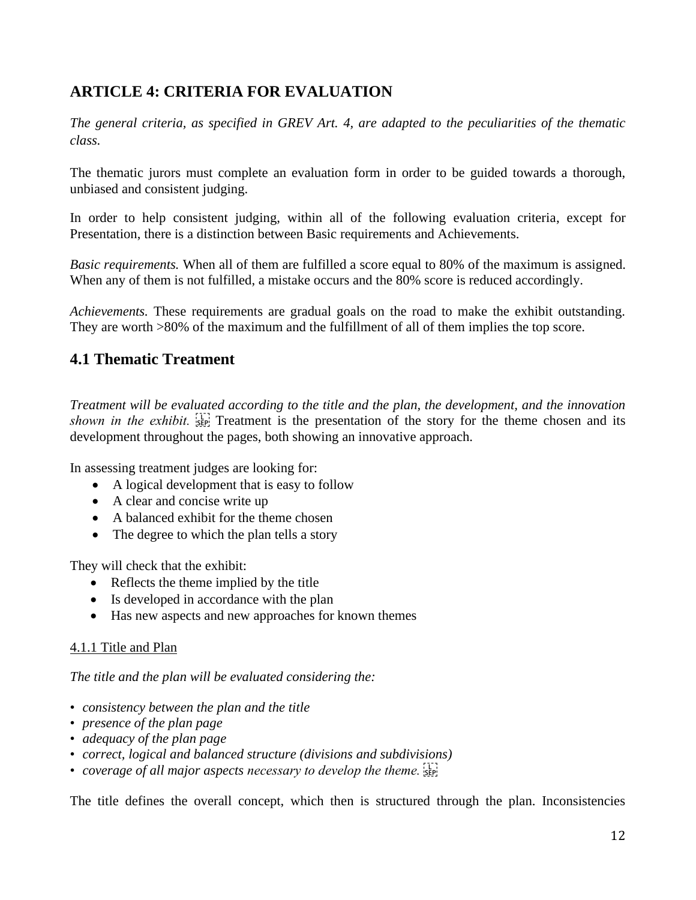## ARTICLE 4: CRITERIA FOR EVALUATION

*The general criteria, as specified in GREV Art. 4, are adapted to the peculiarities of the thematic class.*

The thematic jurors must complete an evaluation form in order to be guided towards a thorough, unbiased and consistent judging.

In order to help consistent judging, within all of the following evaluation criteria, except for Presentation, there is a distinction between Basic requirements and Achievements.

*Basic requirements.* When all of them are fulfilled a score equal to 80% of the maximum is assigned. When any of them is not fulfilled, a mistake occurs and the 80% score is reduced accordingly.

*Achievements.* These requirements are gradual goals on the road to make the exhibit outstanding. They are worth >80% of the maximum and the fulfillment of all of them implies the top score.

### 4.1 Thematic Treatment

*Treatment will be evaluated according to the title and the plan, the development, and the innovation shown in the exhibit.* Treatment is the presentation of the story for the theme chosen and its development throughout the pages, both showing an innovative approach.

In assessing treatment judges are looking for:

- A logical development that is easy to follow
- A clear and concise write up
- A balanced exhibit for the theme chosen
- The degree to which the plan tells a story

They will check that the exhibit:

- Reflects the theme implied by the title
- Is developed in accordance with the plan
- Has new aspects and new approaches for known themes

4.1.1 Title and Plan

*The title and the plan will be evaluated considering the:*

- *consistency between the plan and the title*
- *presence of the plan page*
- *adequacy of the plan page*
- *correct, logical and balanced structure (divisions and subdivisions)*
- *coverage of all major aspects necessary to develop the theme.*

The title defines the overall concept, which then is structured through the plan. Inconsistencies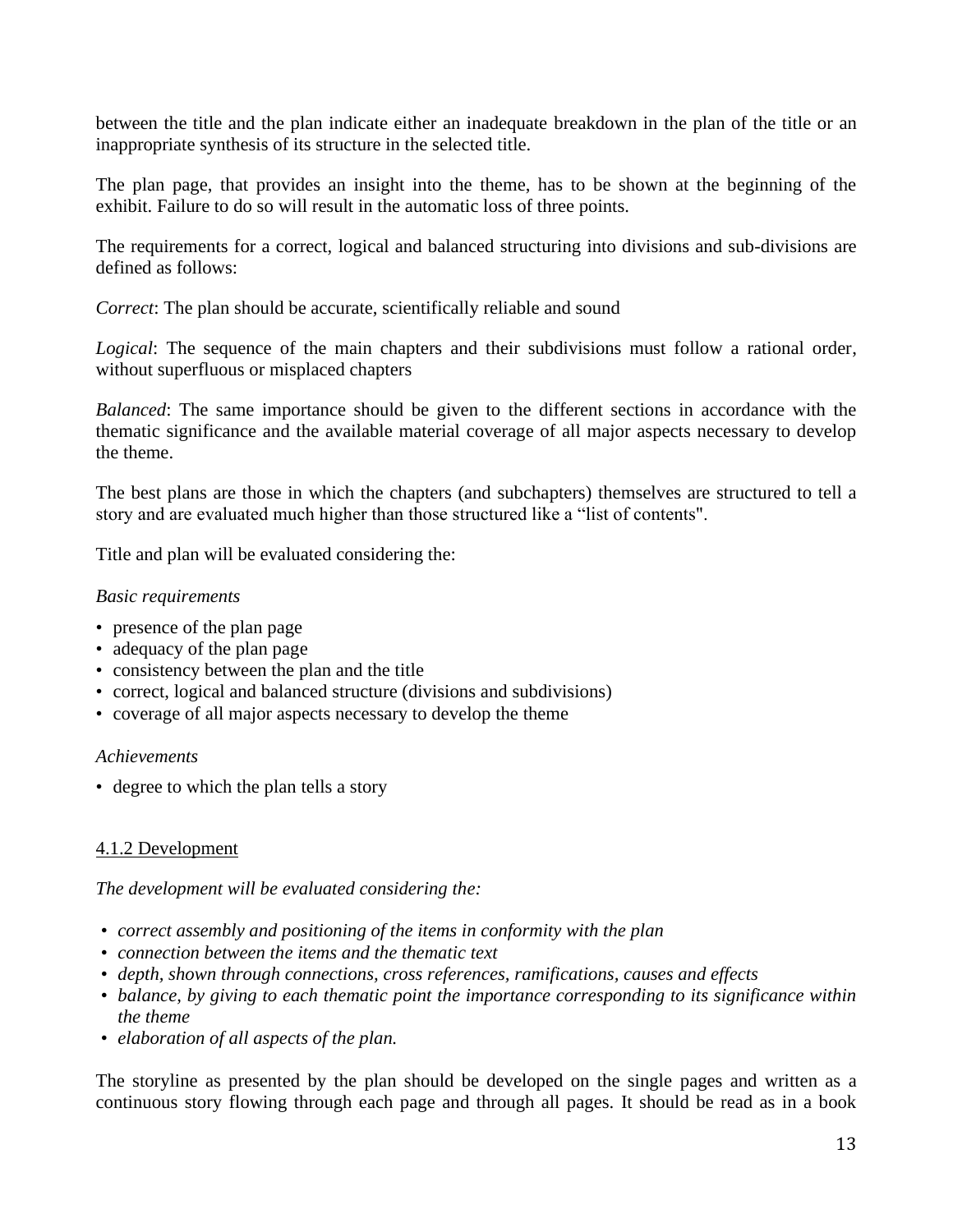between the title and the plan indicate either an inadequate breakdown in the plan of the title or an inappropriate synthesis of its structure in the selected title.

The plan page, that provides an insight into the theme, has to be shown at the beginning of the exhibit. Failure to do so will result in the automatic loss of three points.

The requirements for a correct, logical and balanced structuring into divisions and sub-divisions are defined as follows:

*Correct*: The plan should be accurate, scientifically reliable and sound

*Logical*: The sequence of the main chapters and their subdivisions must follow a rational order, without superfluous or misplaced chapters

*Balanced*: The same importance should be given to the different sections in accordance with the thematic significance and the available material coverage of all major aspects necessary to develop the theme.

The best plans are those in which the chapters (and subchapters) themselves are structured to tell a story and are evaluated much higher than those structured like a "list of contents".

Title and plan will be evaluated considering the:

*Basic requirements*

- presence of the plan page
- adequacy of the plan page
- consistency between the plan and the title
- correct, logical and balanced structure (divisions and subdivisions)
- coverage of all major aspects necessary to develop the theme

*Achievements*

- degree to which the plan tells a story

#### 4.1.2 Development

*The development will be evaluated considering the:*

- *correct assembly and positioning of the items in conformity with the plan*
- *connection between the items and the thematic text*
- *depth, shown through connections, cross references, ramifications, causes and effects*
- *balance, by giving to each thematic point the importance corresponding to its significance within the theme*
- *elaboration of all aspects of the plan.*

The storyline as presented by the plan should be developed on the single pages and written as a continuous story flowing through each page and through all pages. It should be read as in a book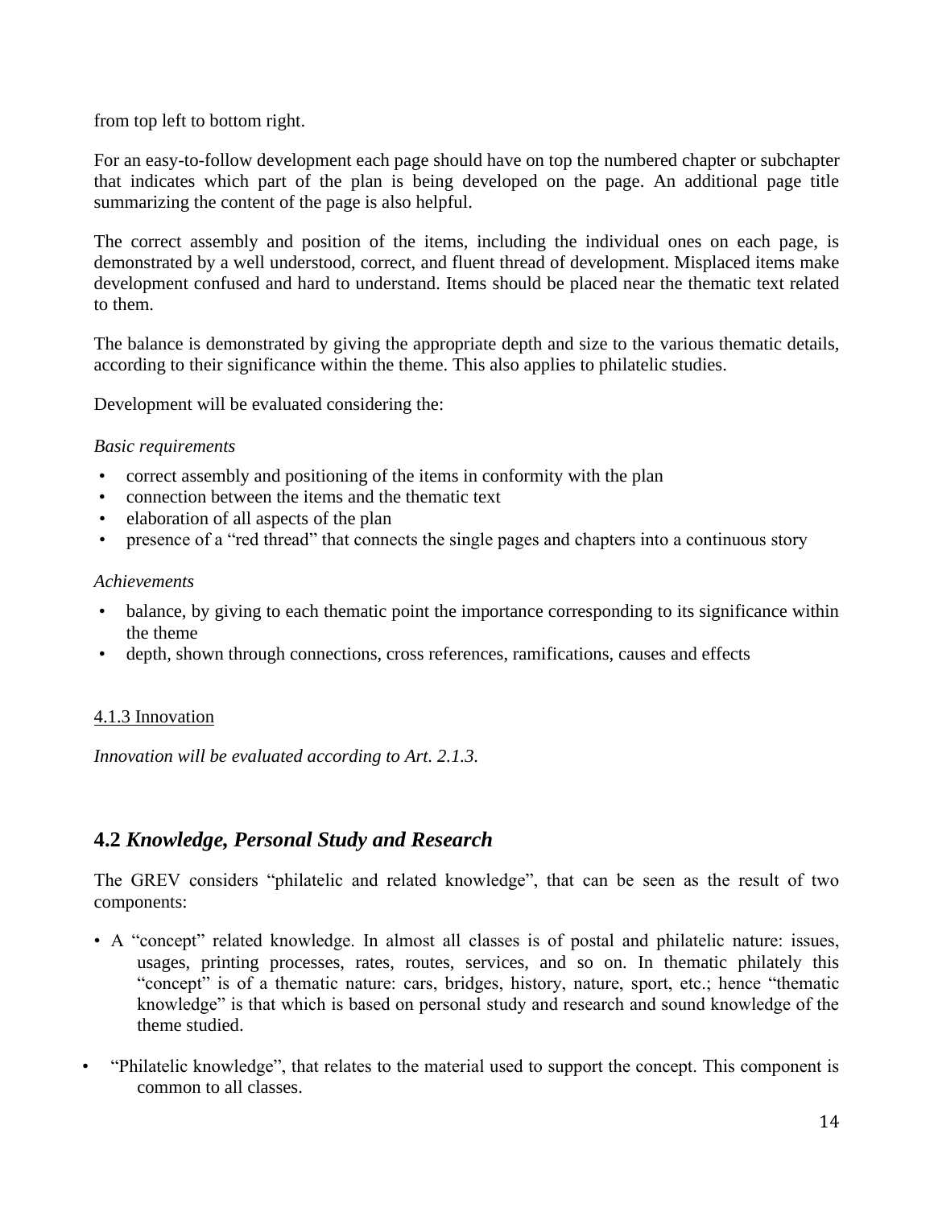from top left to bottom right.

For an easy-to-follow development each page should have on top the numbered chapter or subchapter that indicates which part of the plan is being developed on the page. An additional page title summarizing the content of the page is also helpful.

The correct assembly and position of the items, including the individual ones on each page, is demonstrated by a well understood, correct, and fluent thread of development. Misplaced items make development confused and hard to understand. Items should be placed near the thematic text related to them.

The balance is demonstrated by giving the appropriate depth and size to the various thematic details, according to their significance within the theme. This also applies to philatelic studies.

Development will be evaluated considering the:

*Basic requirements*

- correct assembly and positioning of the items in conformity with the plan
- connection between the items and the thematic text
- elaboration of all aspects of the plan
- presence of a "red thread" that connects the single pages and chapters into a continuous story

*Achievements*

- balance, by giving to each thematic point the importance corresponding to its significance within the theme
- depth, shown through connections, cross references, ramifications, causes and effects

4.1.3 Innovation

*Innovation will be evaluated according to Art. 2.1.3.*

## 4.2 *Knowledge, Personal Study and Research*

The GREV considers "philatelic and related knowledge", that can be seen as the result of two components:

- A "concept" related knowledge. In almost all classes is of postal and philatelic nature: issues, usages, printing processes, rates, routes, services, and so on. In thematic philately this "concept" is of a thematic nature: cars, bridges, history, nature, sport, etc.; hence "thematic knowledge" is that which is based on personal study and research and sound knowledge of the theme studied.
- "Philatelic knowledge", that relates to the material used to support the concept. This component is common to all classes.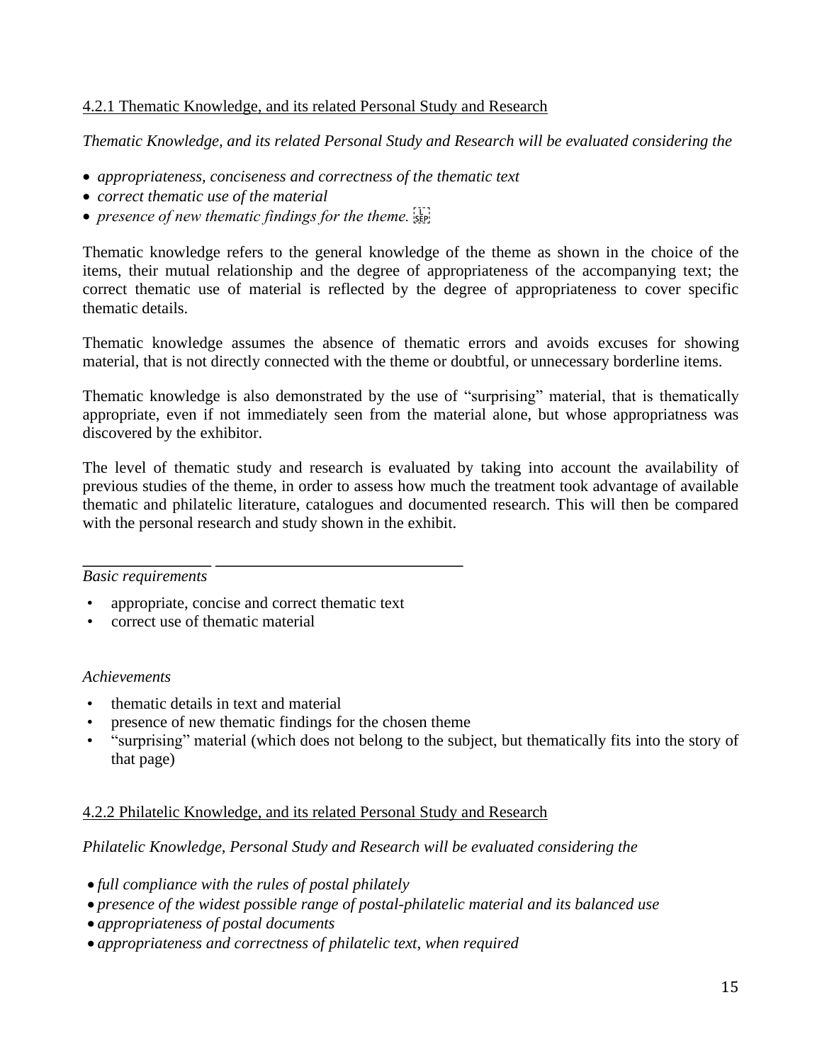4.2.1 Thematic Knowledge, and its related Personal Study and Research

*Thematic Knowledge, and its related Personal Study and Research will be evaluated considering the*

- *appropriateness, conciseness and correctness of the thematic text*
- *correct thematic use of the material*
- *presence of new thematic findings for the theme.*

Thematic knowledge refers to the general knowledge of the theme as shown in the choice of the items, their mutual relationship and the degree of appropriateness of the accompanying text; the correct thematic use of material is reflected by the degree of appropriateness to cover specific thematic details.

Thematic knowledge assumes the absence of thematic errors and avoids excuses for showing material, that is not directly connected with the theme or doubtful, or unnecessary borderline items.

Thematic knowledge is also demonstrated by the use of "surprising" material, that is thematically appropriate, even if not immediately seen from the material alone, but whose appropriatness was discovered by the exhibitor.

The level of thematic study and research is evaluated by taking into account the availability of previous studies of the theme, in order to assess how much the treatment took advantage of available thematic and philatelic literature, catalogues and documented research. This will then be compared with the personal research and study shown in the exhibit.

---

*Basic requirements*

- appropriate, concise and correct thematic text
- correct use of thematic material

*Achievements*

- thematic details in text and material
- presence of new thematic findings for the chosen theme
- "surprising" material (which does not belong to the subject, but thematically fits into the story of that page)

4.2.2 Philatelic Knowledge, and its related Personal Study and Research

*Philatelic Knowledge, Personal Study and Research will be evaluated considering the*

- *full compliance with the rules of postal philately*
- *presence of the widest possible range of postal-philatelic material and its balanced use*
- *appropriateness of postal documents*
- *appropriateness and correctness of philatelic text, when required*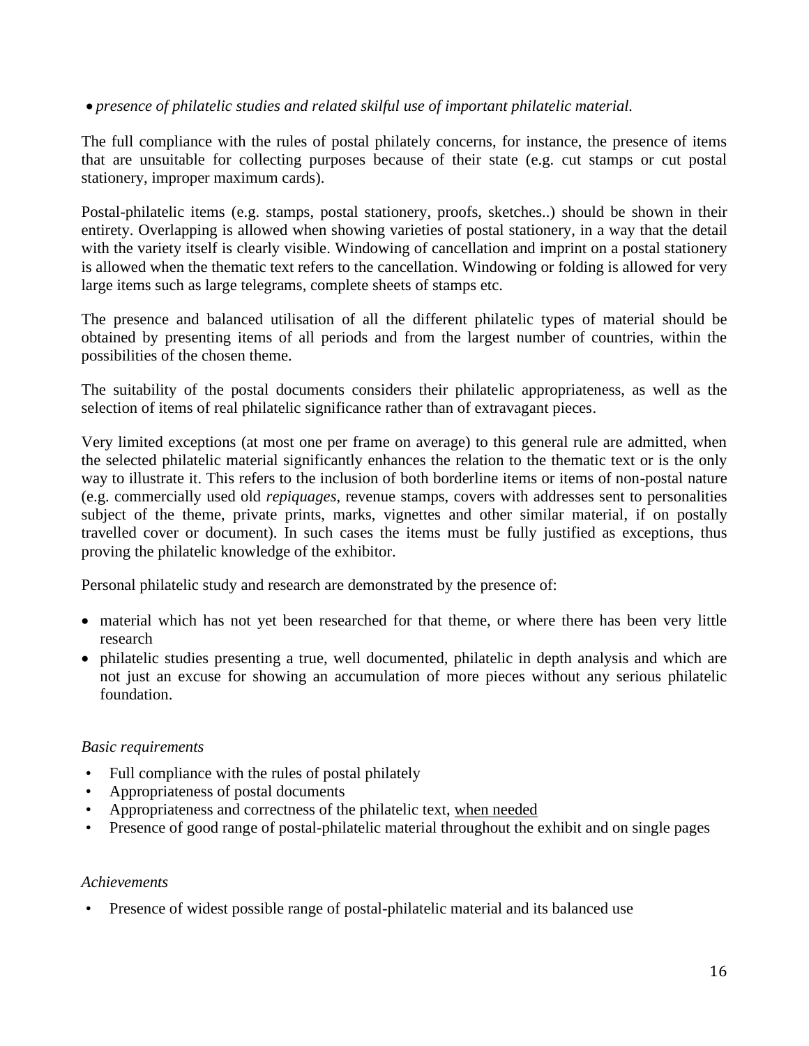- *presence of philatelic studies and related skilful use of important philatelic material.*

The full compliance with the rules of postal philately concerns, for instance, the presence of items that are unsuitable for collecting purposes because of their state (e.g. cut stamps or cut postal stationery, improper maximum cards).

Postal-philatelic items (e.g. stamps, postal stationery, proofs, sketches..) should be shown in their entirety. Overlapping is allowed when showing varieties of postal stationery, in a way that the detail with the variety itself is clearly visible. Windowing of cancellation and imprint on a postal stationery is allowed when the thematic text refers to the cancellation. Windowing or folding is allowed for very large items such as large telegrams, complete sheets of stamps etc.

The presence and balanced utilisation of all the different philatelic types of material should be obtained by presenting items of all periods and from the largest number of countries, within the possibilities of the chosen theme.

The suitability of the postal documents considers their philatelic appropriateness, as well as the selection of items of real philatelic significance rather than of extravagant pieces.

Very limited exceptions (at most one per frame on average) to this general rule are admitted, when the selected philatelic material significantly enhances the relation to the thematic text or is the only way to illustrate it. This refers to the inclusion of both borderline items or items of non-postal nature (e.g. commercially used old *repiquages*, revenue stamps, covers with addresses sent to personalities subject of the theme, private prints, marks, vignettes and other similar material, if on postally travelled cover or document). In such cases the items must be fully justified as exceptions, thus proving the philatelic knowledge of the exhibitor.

Personal philatelic study and research are demonstrated by the presence of:

- material which has not yet been researched for that theme, or where there has been very little research
- philatelic studies presenting a true, well documented, philatelic in depth analysis and which are not just an excuse for showing an accumulation of more pieces without any serious philatelic foundation.

*Basic requirements*

- Full compliance with the rules of postal philately
- Appropriateness of postal documents
- Appropriateness and correctness of the philatelic text, <u>when needed</u>
- Presence of good range of postal-philatelic material throughout the exhibit and on single pages

*Achievements*

- Presence of widest possible range of postal-philatelic material and its balanced use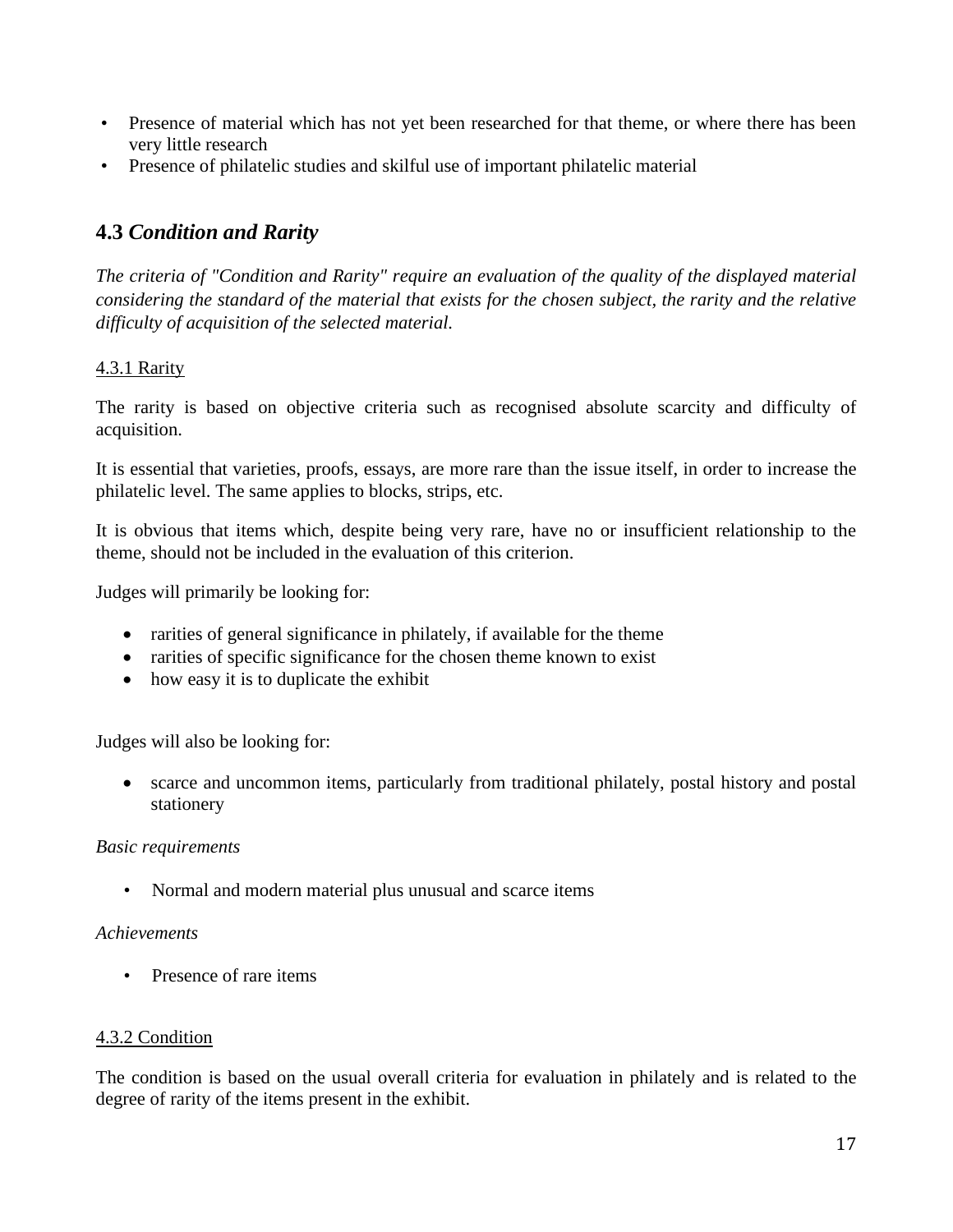- Presence of material which has not yet been researched for that theme, or where there has been very little research
- Presence of philatelic studies and skilful use of important philatelic material

## 4.3 *Condition and Rarity*

*The criteria of "Condition and Rarity" require an evaluation of the quality of the displayed material considering the standard of the material that exists for the chosen subject, the rarity and the relative difficulty of acquisition of the selected material.*

<u>4.3.1 Rarity</u>

The rarity is based on objective criteria such as recognised absolute scarcity and difficulty of acquisition.

It is essential that varieties, proofs, essays, are more rare than the issue itself, in order to increase the philatelic level. The same applies to blocks, strips, etc.

It is obvious that items which, despite being very rare, have no or insufficient relationship to the theme, should not be included in the evaluation of this criterion.

Judges will primarily be looking for:

- rarities of general significance in philately, if available for the theme
- rarities of specific significance for the chosen theme known to exist
- how easy it is to duplicate the exhibit

Judges will also be looking for:

- scarce and uncommon items, particularly from traditional philately, postal history and postal stationery

*Basic requirements*

- Normal and modern material plus unusual and scarce items

*Achievements*

- Presence of rare items

<u>4.3.2 Condition</u>

The condition is based on the usual overall criteria for evaluation in philately and is related to the degree of rarity of the items present in the exhibit.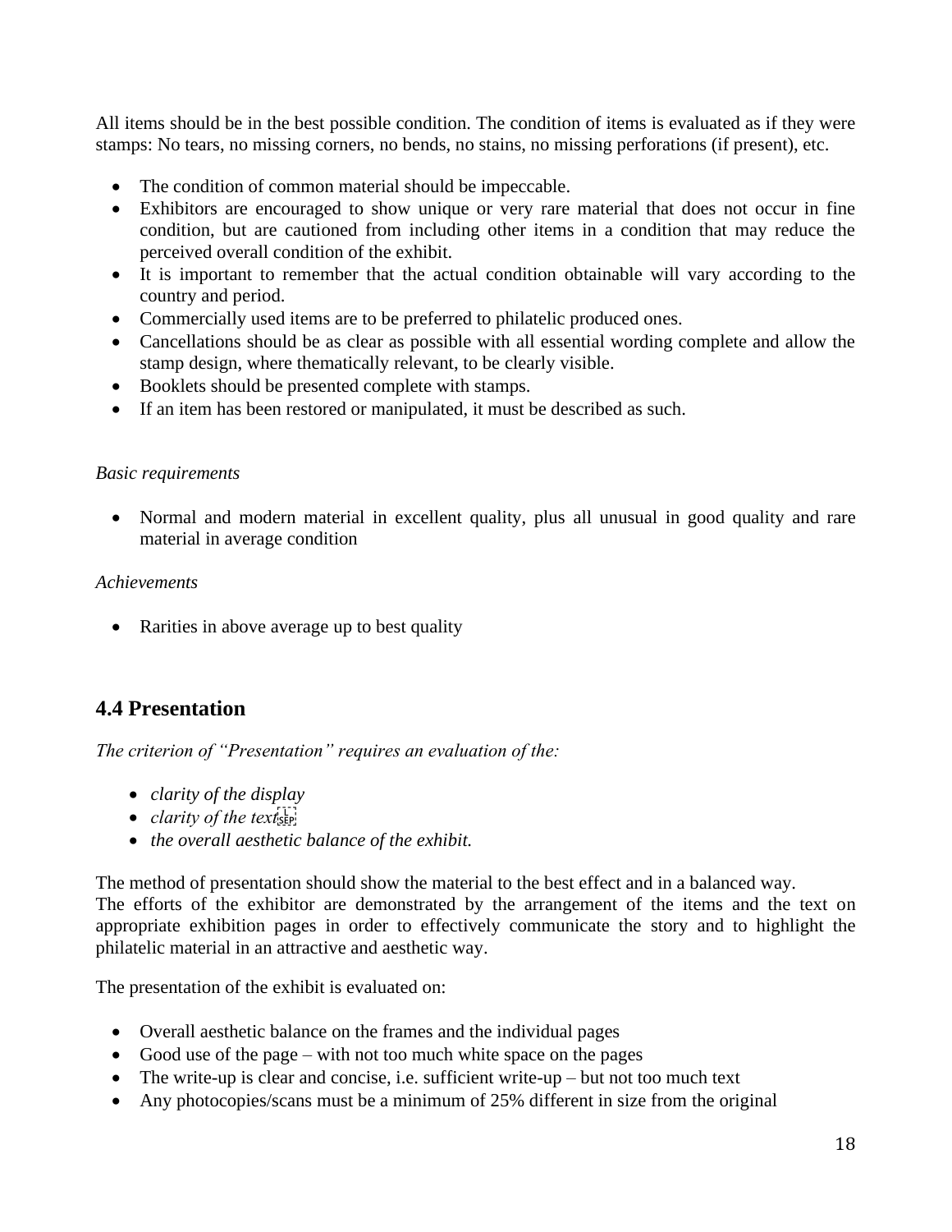All items should be in the best possible condition. The condition of items is evaluated as if they were stamps: No tears, no missing corners, no bends, no stains, no missing perforations (if present), etc.

- The condition of common material should be impeccable.
- Exhibitors are encouraged to show unique or very rare material that does not occur in fine condition, but are cautioned from including other items in a condition that may reduce the perceived overall condition of the exhibit.
- It is important to remember that the actual condition obtainable will vary according to the country and period.
- Commercially used items are to be preferred to philatelic produced ones.
- Cancellations should be as clear as possible with all essential wording complete and allow the stamp design, where thematically relevant, to be clearly visible.
- Booklets should be presented complete with stamps.
- If an item has been restored or manipulated, it must be described as such.

*Basic requirements*

- Normal and modern material in excellent quality, plus all unusual in good quality and rare material in average condition

*Achievements*

- Rarities in above average up to best quality

## 4.4 Presentation

*The criterion of "Presentation" requires an evaluation of the:*

- *clarity of the display*
- *clarity of the text*
- *the overall aesthetic balance of the exhibit.*

The method of presentation should show the material to the best effect and in a balanced way.
The efforts of the exhibitor are demonstrated by the arrangement of the items and the text on appropriate exhibition pages in order to effectively communicate the story and to highlight the philatelic material in an attractive and aesthetic way.

The presentation of the exhibit is evaluated on:

- Overall aesthetic balance on the frames and the individual pages
- Good use of the page – with not too much white space on the pages
- The write-up is clear and concise, i.e. sufficient write-up – but not too much text
- Any photocopies/scans must be a minimum of 25% different in size from the original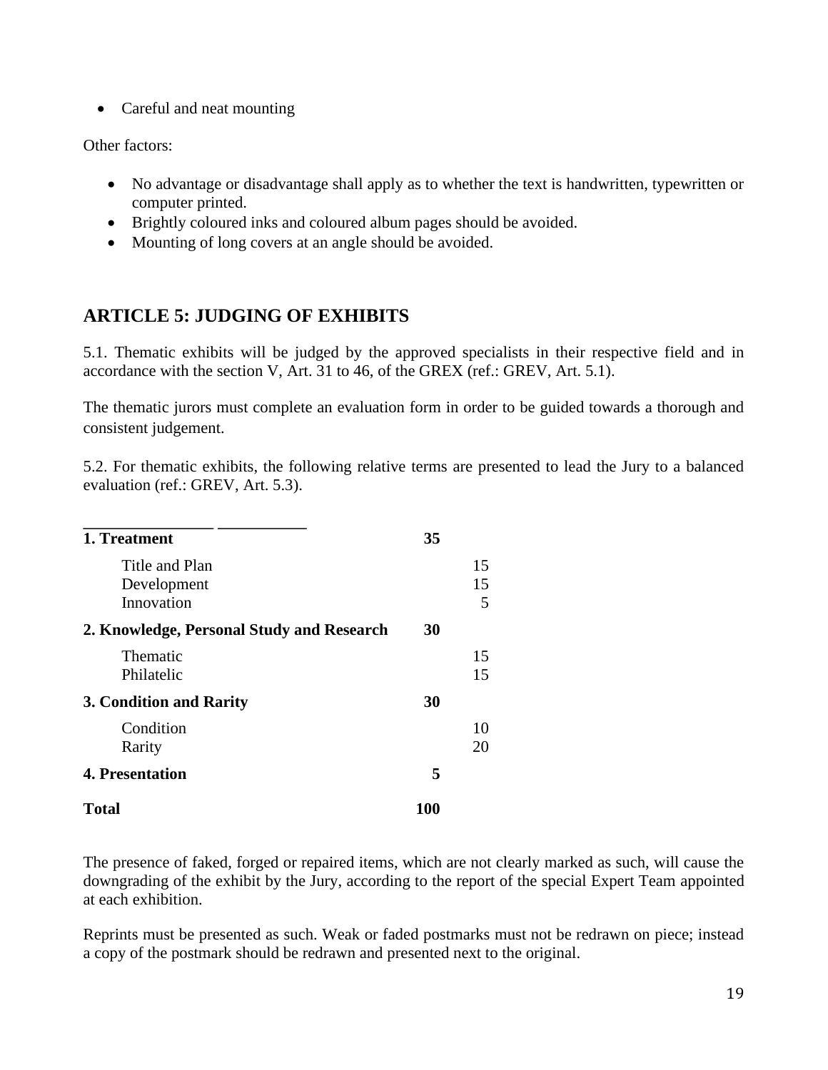- Careful and neat mounting

Other factors:

- No advantage or disadvantage shall apply as to whether the text is handwritten, typewritten or computer printed.
- Brightly coloured inks and coloured album pages should be avoided.
- Mounting of long covers at an angle should be avoided.

## ARTICLE 5: JUDGING OF EXHIBITS

5.1. Thematic exhibits will be judged by the approved specialists in their respective field and in accordance with the section V, Art. 31 to 46, of the GREX (ref.: GREV, Art. 5.1).

The thematic jurors must complete an evaluation form in order to be guided towards a thorough and consistent judgement.

5.2. For thematic exhibits, the following relative terms are presented to lead the Jury to a balanced evaluation (ref.: GREV, Art. 5.3).

| | | |
|---|---|---|
| **1. Treatment** | **35** | |
| Title and Plan | | 15 |
| Development | | 15 |
| Innovation | | 5 |
| **2. Knowledge, Personal Study and Research** | **30** | |
| Thematic | | 15 |
| Philatelic | | 15 |
| **3. Condition and Rarity** | **30** | |
| Condition | | 10 |
| Rarity | | 20 |
| **4. Presentation** | **5** | |
| **Total** | **100** | |

The presence of faked, forged or repaired items, which are not clearly marked as such, will cause the downgrading of the exhibit by the Jury, according to the report of the special Expert Team appointed at each exhibition.

Reprints must be presented as such. Weak or faded postmarks must not be redrawn on piece; instead a copy of the postmark should be redrawn and presented next to the original.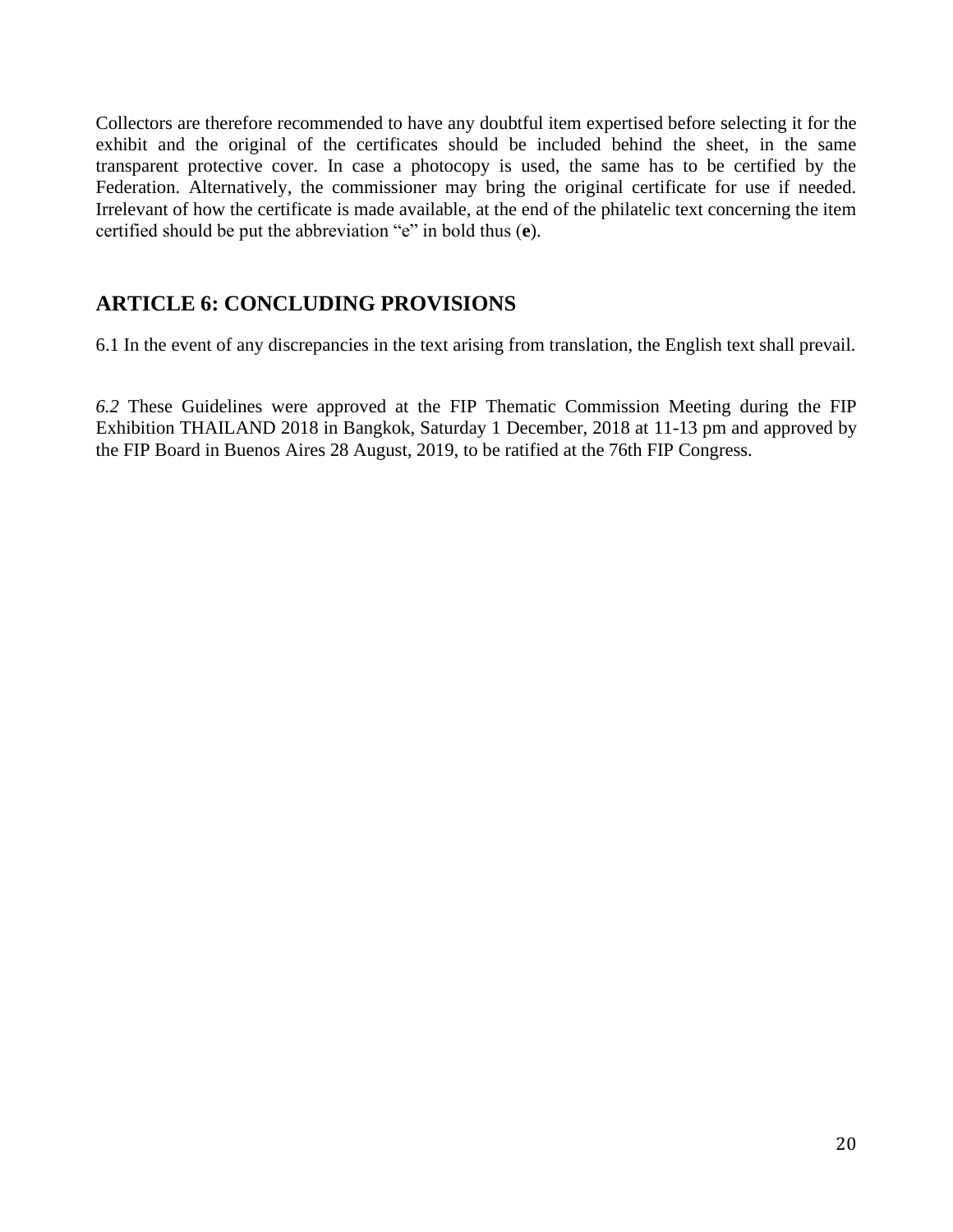Collectors are therefore recommended to have any doubtful item expertised before selecting it for the exhibit and the original of the certificates should be included behind the sheet, in the same transparent protective cover. In case a photocopy is used, the same has to be certified by the Federation. Alternatively, the commissioner may bring the original certificate for use if needed. Irrelevant of how the certificate is made available, at the end of the philatelic text concerning the item certified should be put the abbreviation "e" in bold thus (**e**).

## ARTICLE 6: CONCLUDING PROVISIONS

6.1 In the event of any discrepancies in the text arising from translation, the English text shall prevail.

*6.2* These Guidelines were approved at the FIP Thematic Commission Meeting during the FIP Exhibition THAILAND 2018 in Bangkok, Saturday 1 December, 2018 at 11-13 pm and approved by the FIP Board in Buenos Aires 28 August, 2019, to be ratified at the 76th FIP Congress.